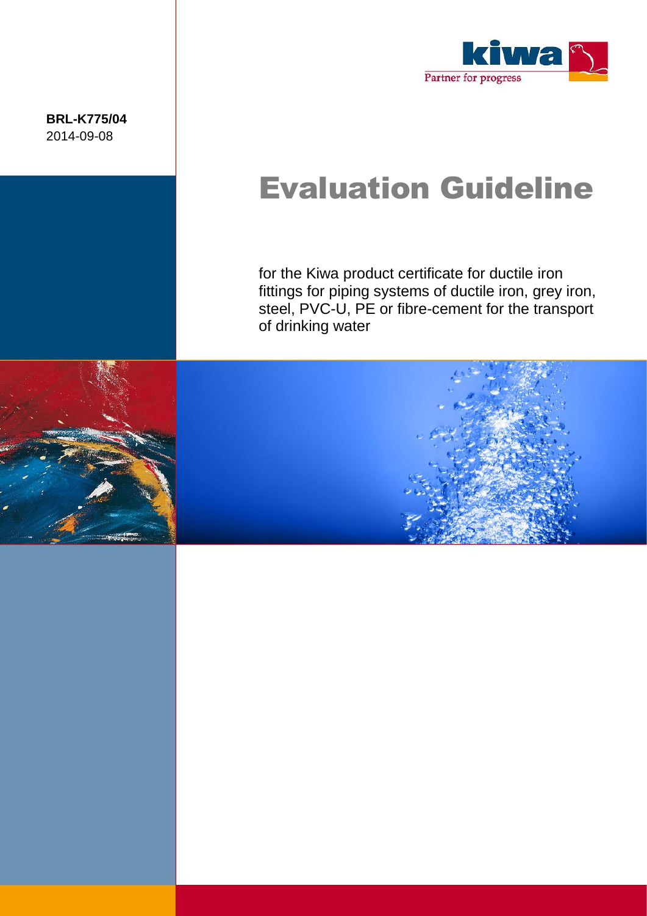kiwa
Partner for progress

**BRL-K775/04**
2014-09-08

# Evaluation Guideline

for the Kiwa product certificate for ductile iron fittings for piping systems of ductile iron, grey iron, steel, PVC-U, PE or fibre-cement for the transport of drinking water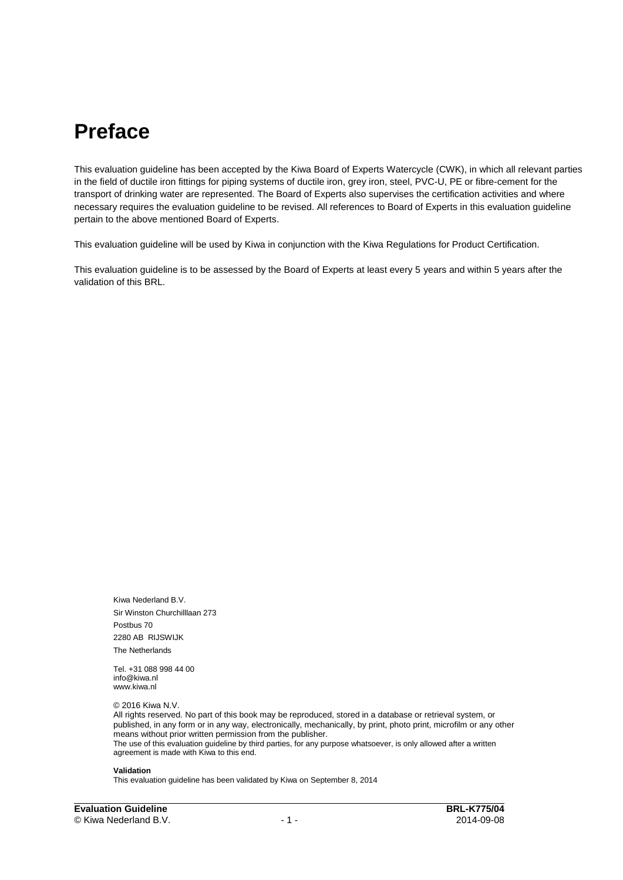# Preface

This evaluation guideline has been accepted by the Kiwa Board of Experts Watercycle (CWK), in which all relevant parties in the field of ductile iron fittings for piping systems of ductile iron, grey iron, steel, PVC-U, PE or fibre-cement for the transport of drinking water are represented. The Board of Experts also supervises the certification activities and where necessary requires the evaluation guideline to be revised. All references to Board of Experts in this evaluation guideline pertain to the above mentioned Board of Experts.

This evaluation guideline will be used by Kiwa in conjunction with the Kiwa Regulations for Product Certification.

This evaluation guideline is to be assessed by the Board of Experts at least every 5 years and within 5 years after the validation of this BRL.

Kiwa Nederland B.V.
Sir Winston Churchilllaan 273
Postbus 70
2280 AB RIJSWIJK
The Netherlands

Tel. +31 088 998 44 00
info@kiwa.nl
www.kiwa.nl

© 2016 Kiwa N.V.
All rights reserved. No part of this book may be reproduced, stored in a database or retrieval system, or published, in any form or in any way, electronically, mechanically, by print, photo print, microfilm or any other means without prior written permission from the publisher.
The use of this evaluation guideline by third parties, for any purpose whatsoever, is only allowed after a written agreement is made with Kiwa to this end.

**Validation**
This evaluation guideline has been validated by Kiwa on September 8, 2014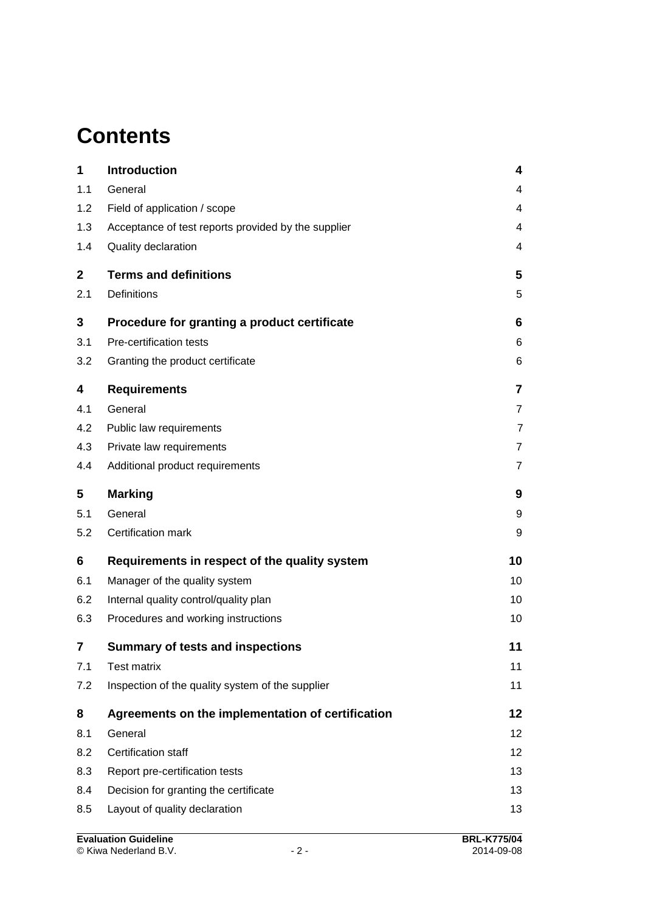# Contents

| | | |
|---|---|---|
| **1** | **Introduction** | **4** |
| 1.1 | General | 4 |
| 1.2 | Field of application / scope | 4 |
| 1.3 | Acceptance of test reports provided by the supplier | 4 |
| 1.4 | Quality declaration | 4 |
| **2** | **Terms and definitions** | **5** |
| 2.1 | Definitions | 5 |
| **3** | **Procedure for granting a product certificate** | **6** |
| 3.1 | Pre-certification tests | 6 |
| 3.2 | Granting the product certificate | 6 |
| **4** | **Requirements** | **7** |
| 4.1 | General | 7 |
| 4.2 | Public law requirements | 7 |
| 4.3 | Private law requirements | 7 |
| 4.4 | Additional product requirements | 7 |
| **5** | **Marking** | **9** |
| 5.1 | General | 9 |
| 5.2 | Certification mark | 9 |
| **6** | **Requirements in respect of the quality system** | **10** |
| 6.1 | Manager of the quality system | 10 |
| 6.2 | Internal quality control/quality plan | 10 |
| 6.3 | Procedures and working instructions | 10 |
| **7** | **Summary of tests and inspections** | **11** |
| 7.1 | Test matrix | 11 |
| 7.2 | Inspection of the quality system of the supplier | 11 |
| **8** | **Agreements on the implementation of certification** | **12** |
| 8.1 | General | 12 |
| 8.2 | Certification staff | 12 |
| 8.3 | Report pre-certification tests | 13 |
| 8.4 | Decision for granting the certificate | 13 |
| 8.5 | Layout of quality declaration | 13 |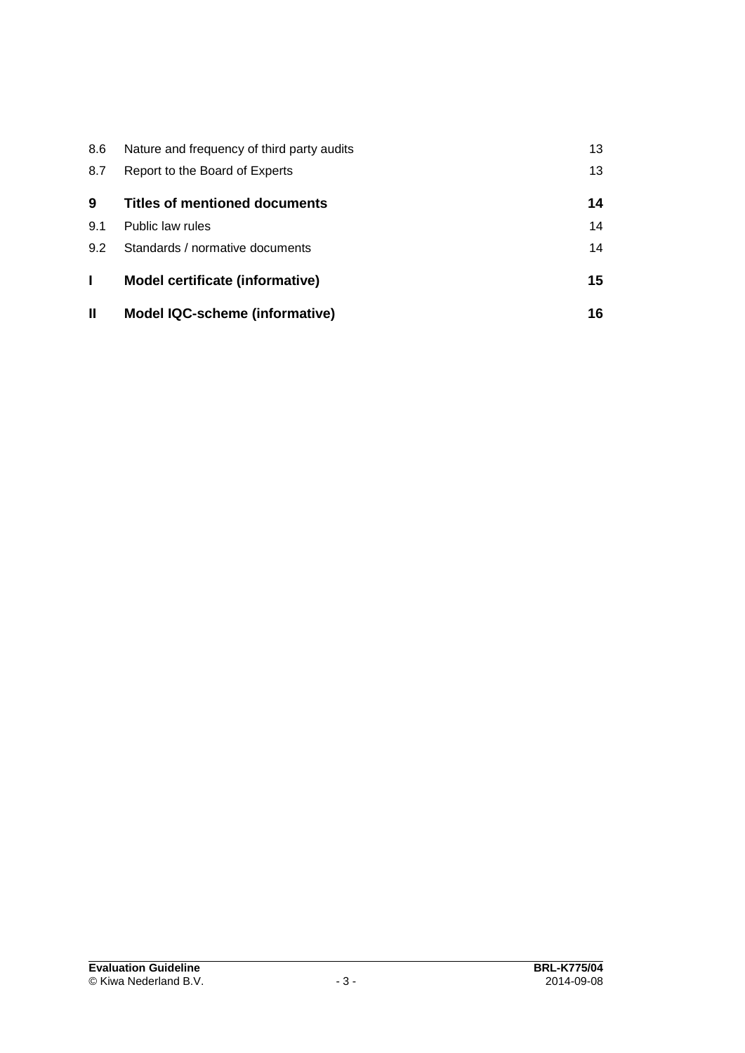| | | |
|---|---|---|
| 8.6 | Nature and frequency of third party audits | 13 |
| 8.7 | Report to the Board of Experts | 13 |
| **9** | **Titles of mentioned documents** | **14** |
| 9.1 | Public law rules | 14 |
| 9.2 | Standards / normative documents | 14 |
| **I** | **Model certificate (informative)** | **15** |
| **II** | **Model IQC-scheme (informative)** | **16** |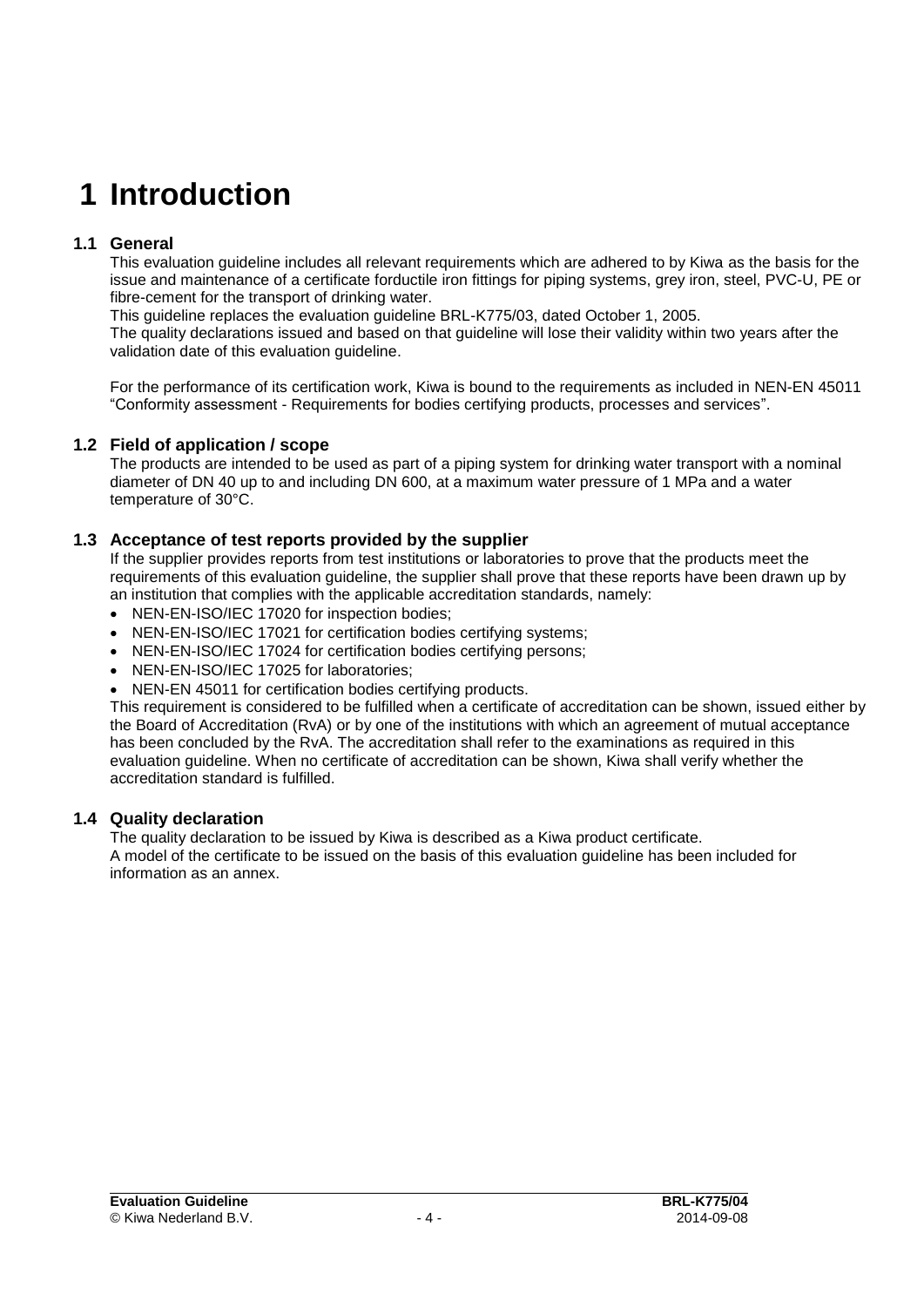# 1 Introduction

## 1.1 General

This evaluation guideline includes all relevant requirements which are adhered to by Kiwa as the basis for the issue and maintenance of a certificate forductile iron fittings for piping systems, grey iron, steel, PVC-U, PE or fibre-cement for the transport of drinking water.

This guideline replaces the evaluation guideline BRL-K775/03, dated October 1, 2005.

The quality declarations issued and based on that guideline will lose their validity within two years after the validation date of this evaluation guideline.

For the performance of its certification work, Kiwa is bound to the requirements as included in NEN-EN 45011 "Conformity assessment - Requirements for bodies certifying products, processes and services".

## 1.2 Field of application / scope

The products are intended to be used as part of a piping system for drinking water transport with a nominal diameter of DN 40 up to and including DN 600, at a maximum water pressure of 1 MPa and a water temperature of 30°C.

## 1.3 Acceptance of test reports provided by the supplier

If the supplier provides reports from test institutions or laboratories to prove that the products meet the requirements of this evaluation guideline, the supplier shall prove that these reports have been drawn up by an institution that complies with the applicable accreditation standards, namely:

- NEN-EN-ISO/IEC 17020 for inspection bodies;
- NEN-EN-ISO/IEC 17021 for certification bodies certifying systems;
- NEN-EN-ISO/IEC 17024 for certification bodies certifying persons;
- NEN-EN-ISO/IEC 17025 for laboratories;
- NEN-EN 45011 for certification bodies certifying products.

This requirement is considered to be fulfilled when a certificate of accreditation can be shown, issued either by the Board of Accreditation (RvA) or by one of the institutions with which an agreement of mutual acceptance has been concluded by the RvA. The accreditation shall refer to the examinations as required in this evaluation guideline. When no certificate of accreditation can be shown, Kiwa shall verify whether the accreditation standard is fulfilled.

## 1.4 Quality declaration

The quality declaration to be issued by Kiwa is described as a Kiwa product certificate.

A model of the certificate to be issued on the basis of this evaluation guideline has been included for information as an annex.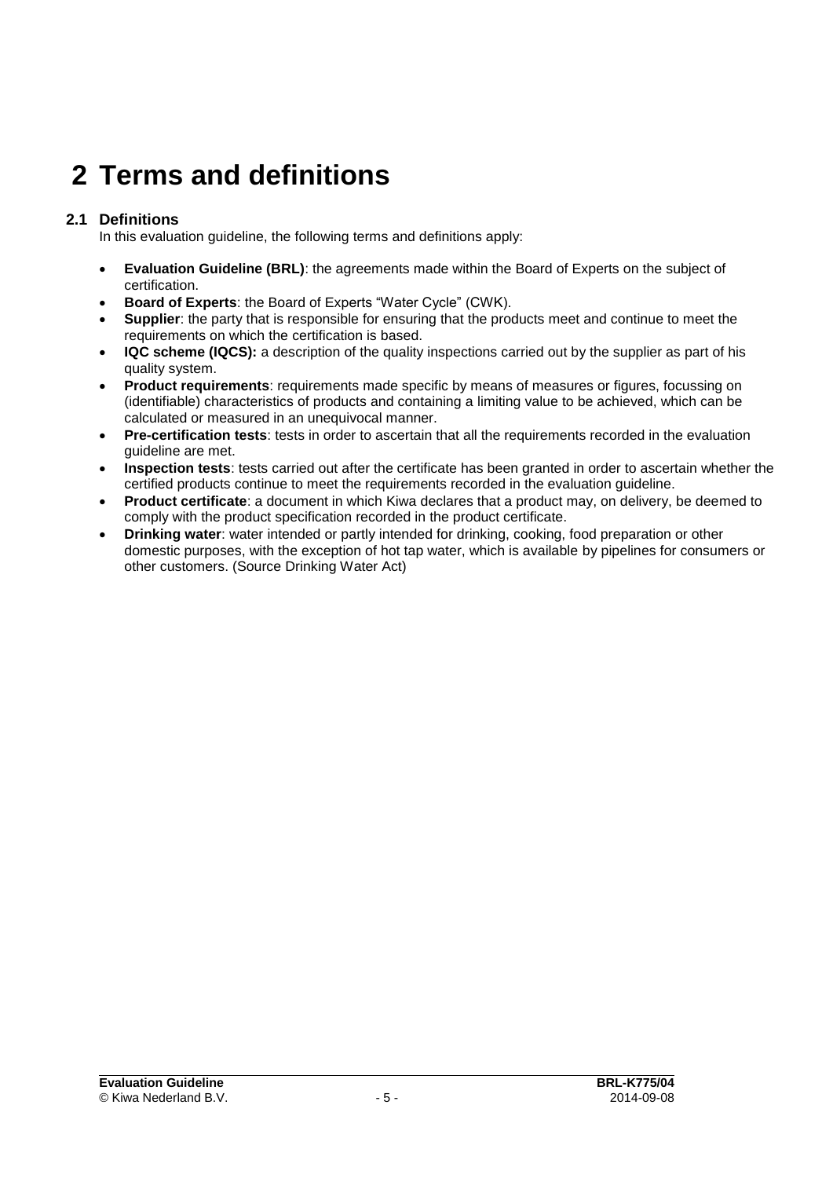# 2 Terms and definitions

## 2.1 Definitions

In this evaluation guideline, the following terms and definitions apply:

- **Evaluation Guideline (BRL)**: the agreements made within the Board of Experts on the subject of certification.
- **Board of Experts**: the Board of Experts "Water Cycle" (CWK).
- **Supplier**: the party that is responsible for ensuring that the products meet and continue to meet the requirements on which the certification is based.
- **IQC scheme (IQCS):** a description of the quality inspections carried out by the supplier as part of his quality system.
- **Product requirements**: requirements made specific by means of measures or figures, focussing on (identifiable) characteristics of products and containing a limiting value to be achieved, which can be calculated or measured in an unequivocal manner.
- **Pre-certification tests**: tests in order to ascertain that all the requirements recorded in the evaluation guideline are met.
- **Inspection tests**: tests carried out after the certificate has been granted in order to ascertain whether the certified products continue to meet the requirements recorded in the evaluation guideline.
- **Product certificate**: a document in which Kiwa declares that a product may, on delivery, be deemed to comply with the product specification recorded in the product certificate.
- **Drinking water**: water intended or partly intended for drinking, cooking, food preparation or other domestic purposes, with the exception of hot tap water, which is available by pipelines for consumers or other customers. (Source Drinking Water Act)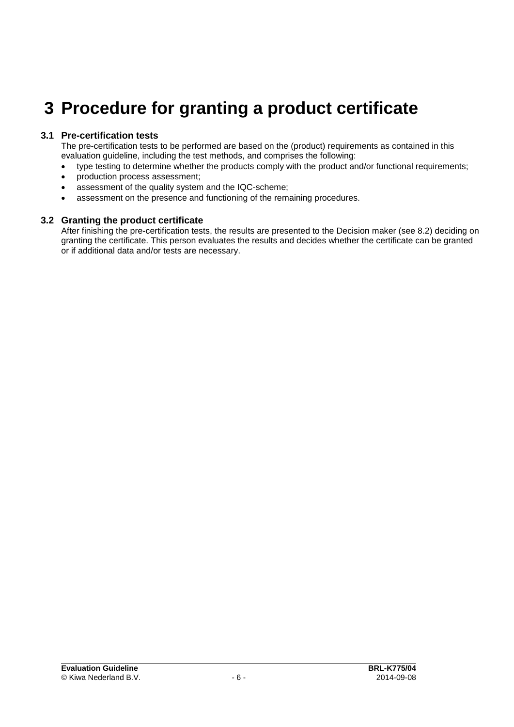# 3 Procedure for granting a product certificate

## 3.1 Pre-certification tests

The pre-certification tests to be performed are based on the (product) requirements as contained in this evaluation guideline, including the test methods, and comprises the following:

- type testing to determine whether the products comply with the product and/or functional requirements;
- production process assessment;
- assessment of the quality system and the IQC-scheme;
- assessment on the presence and functioning of the remaining procedures.

## 3.2 Granting the product certificate

After finishing the pre-certification tests, the results are presented to the Decision maker (see 8.2) deciding on granting the certificate. This person evaluates the results and decides whether the certificate can be granted or if additional data and/or tests are necessary.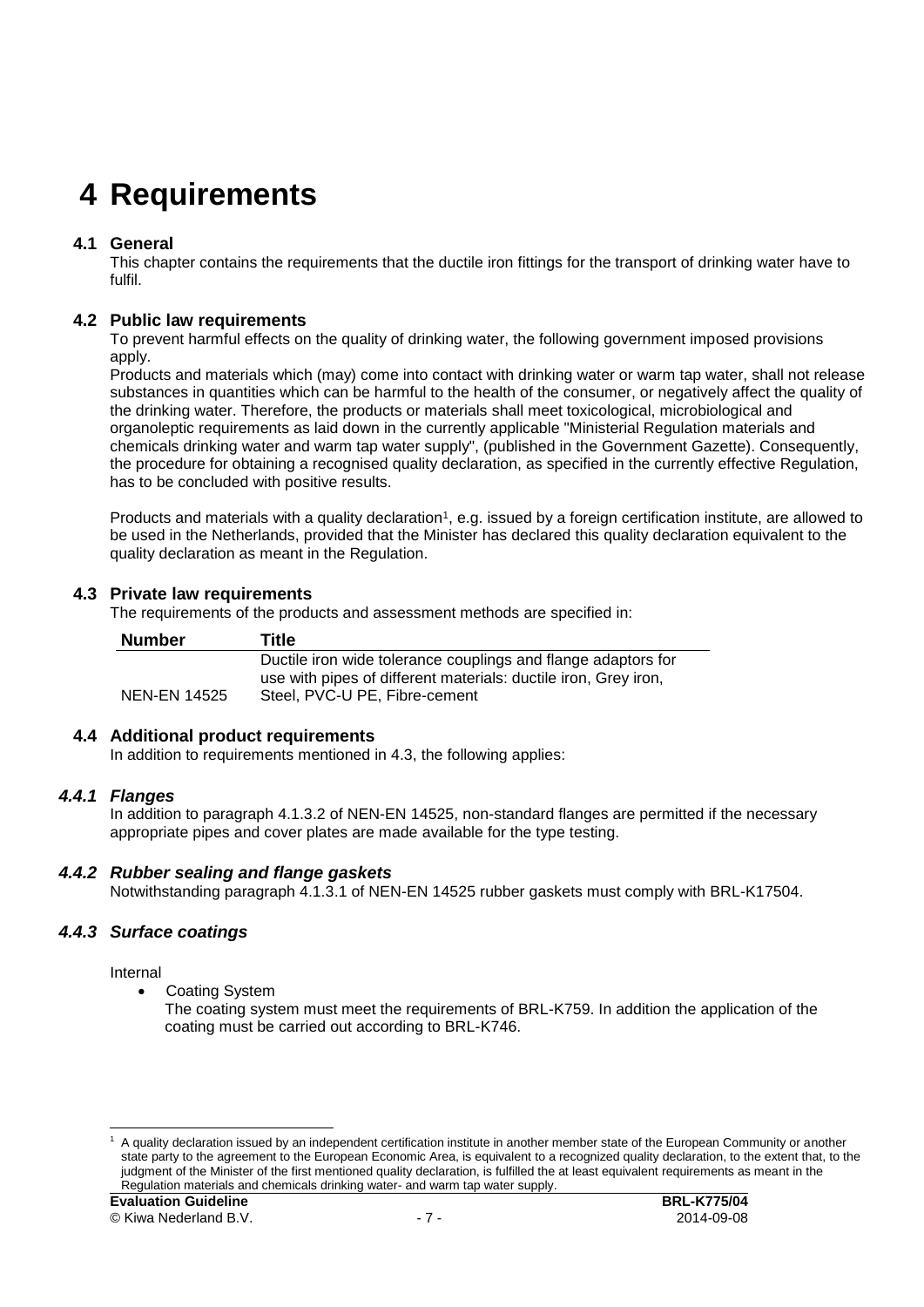# 4 Requirements

## 4.1 General

This chapter contains the requirements that the ductile iron fittings for the transport of drinking water have to fulfil.

## 4.2 Public law requirements

To prevent harmful effects on the quality of drinking water, the following government imposed provisions apply.

Products and materials which (may) come into contact with drinking water or warm tap water, shall not release substances in quantities which can be harmful to the health of the consumer, or negatively affect the quality of the drinking water. Therefore, the products or materials shall meet toxicological, microbiological and organoleptic requirements as laid down in the currently applicable "Ministerial Regulation materials and chemicals drinking water and warm tap water supply", (published in the Government Gazette). Consequently, the procedure for obtaining a recognised quality declaration, as specified in the currently effective Regulation, has to be concluded with positive results.

Products and materials with a quality declaration[1], e.g. issued by a foreign certification institute, are allowed to be used in the Netherlands, provided that the Minister has declared this quality declaration equivalent to the quality declaration as meant in the Regulation.

## 4.3 Private law requirements

The requirements of the products and assessment methods are specified in:

| Number | Title |
|---|---|
| NEN-EN 14525 | Ductile iron wide tolerance couplings and flange adaptors for use with pipes of different materials: ductile iron, Grey iron, Steel, PVC-U PE, Fibre-cement |

## 4.4 Additional product requirements

In addition to requirements mentioned in 4.3, the following applies:

### *4.4.1 Flanges*

In addition to paragraph 4.1.3.2 of NEN-EN 14525, non-standard flanges are permitted if the necessary appropriate pipes and cover plates are made available for the type testing.

### *4.4.2 Rubber sealing and flange gaskets*

Notwithstanding paragraph 4.1.3.1 of NEN-EN 14525 rubber gaskets must comply with BRL-K17504.

### *4.4.3 Surface coatings*

Internal

- Coating System

  The coating system must meet the requirements of BRL-K759. In addition the application of the coating must be carried out according to BRL-K746.

[1] A quality declaration issued by an independent certification institute in another member state of the European Community or another state party to the agreement to the European Economic Area, is equivalent to a recognized quality declaration, to the extent that, to the judgment of the Minister of the first mentioned quality declaration, is fulfilled the at least equivalent requirements as meant in the Regulation materials and chemicals drinking water- and warm tap water supply.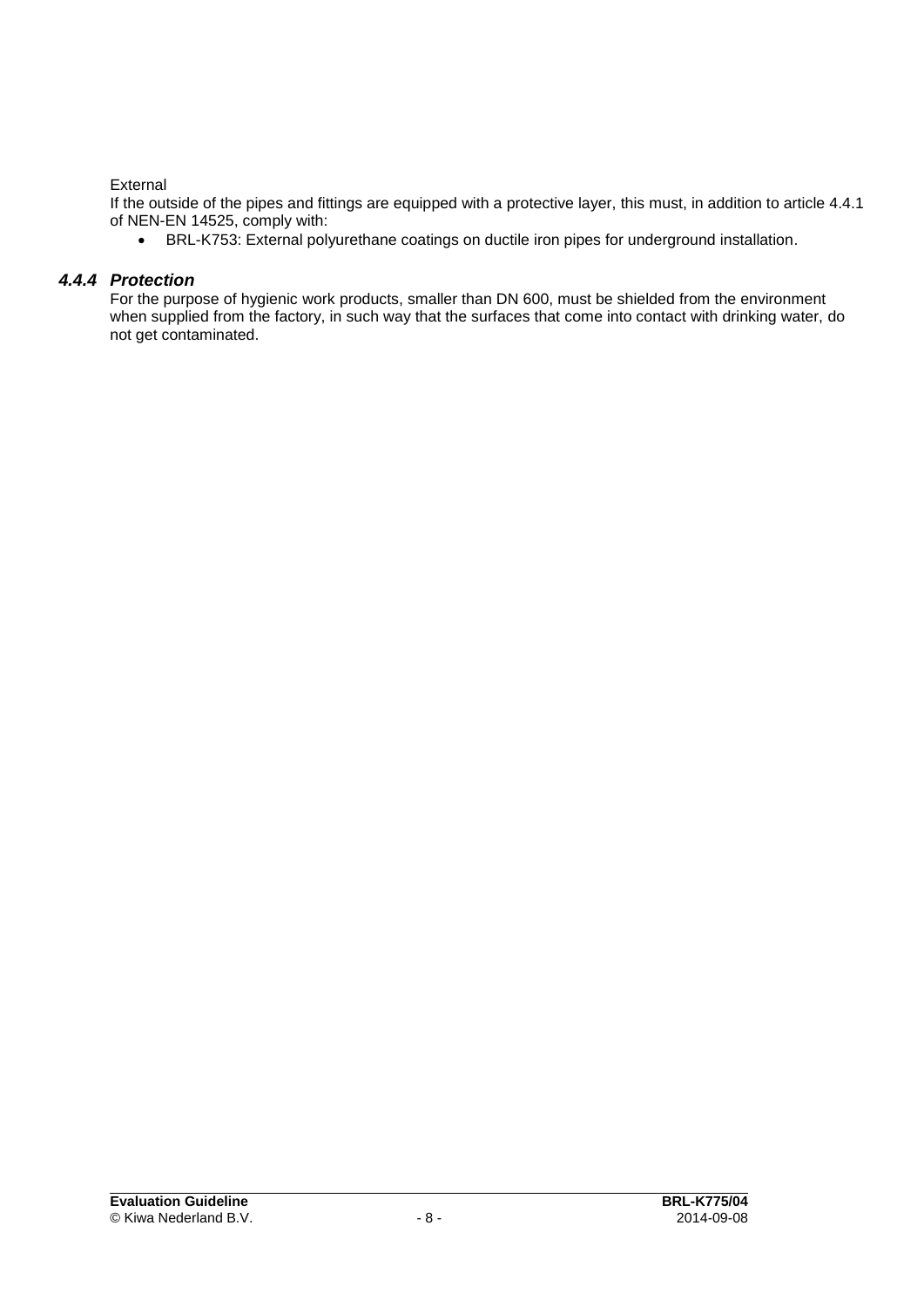External

If the outside of the pipes and fittings are equipped with a protective layer, this must, in addition to article 4.4.1 of NEN-EN 14525, comply with:

- BRL-K753: External polyurethane coatings on ductile iron pipes for underground installation.

### *4.4.4 Protection*

For the purpose of hygienic work products, smaller than DN 600, must be shielded from the environment when supplied from the factory, in such way that the surfaces that come into contact with drinking water, do not get contaminated.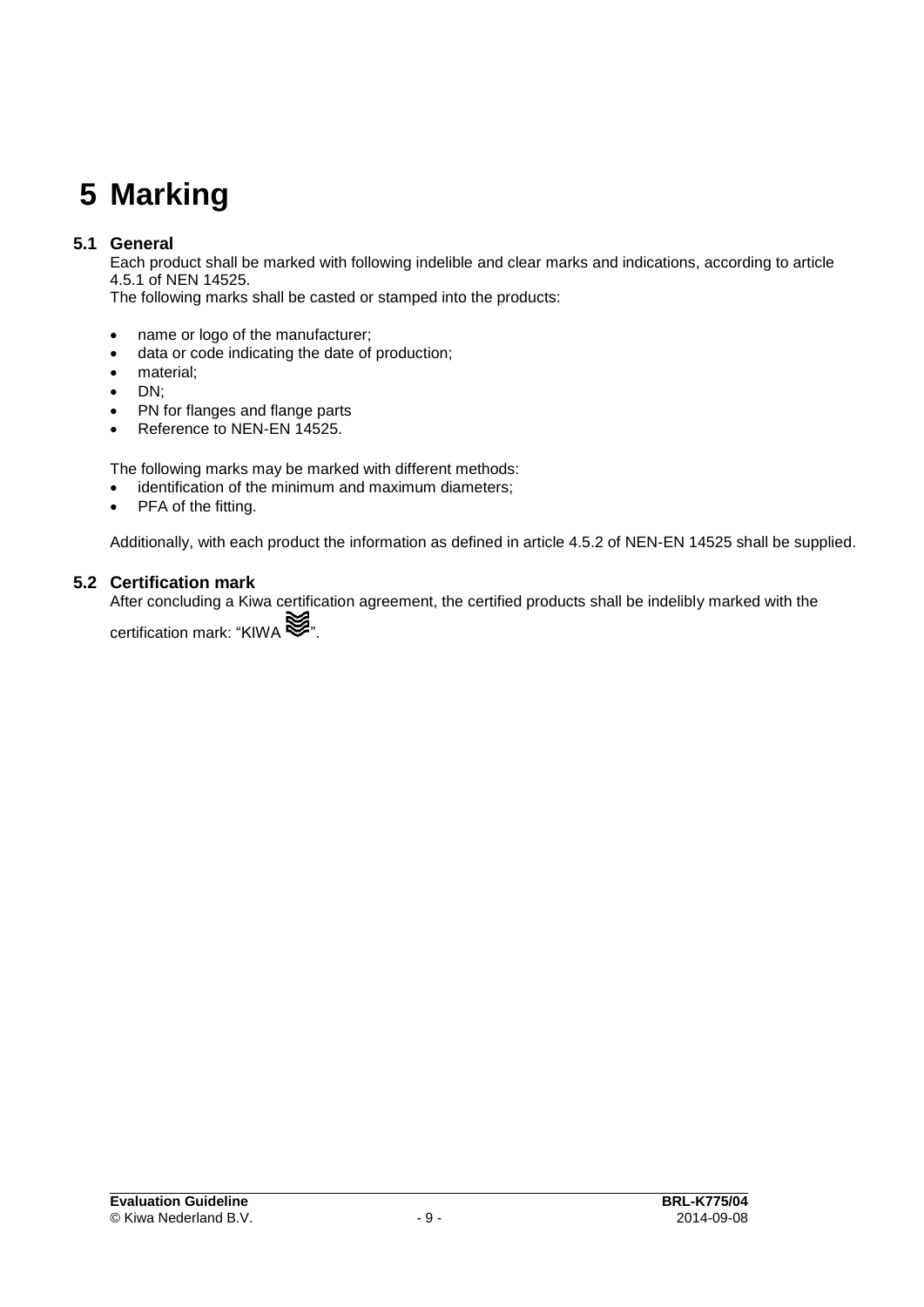# 5 Marking

## 5.1 General

Each product shall be marked with following indelible and clear marks and indications, according to article 4.5.1 of NEN 14525.
The following marks shall be casted or stamped into the products:

- name or logo of the manufacturer;
- data or code indicating the date of production;
- material;
- DN;
- PN for flanges and flange parts
- Reference to NEN-EN 14525.

The following marks may be marked with different methods:

- identification of the minimum and maximum diameters;
- PFA of the fitting.

Additionally, with each product the information as defined in article 4.5.2 of NEN-EN 14525 shall be supplied.

## 5.2 Certification mark

After concluding a Kiwa certification agreement, the certified products shall be indelibly marked with the certification mark: "KIWA ".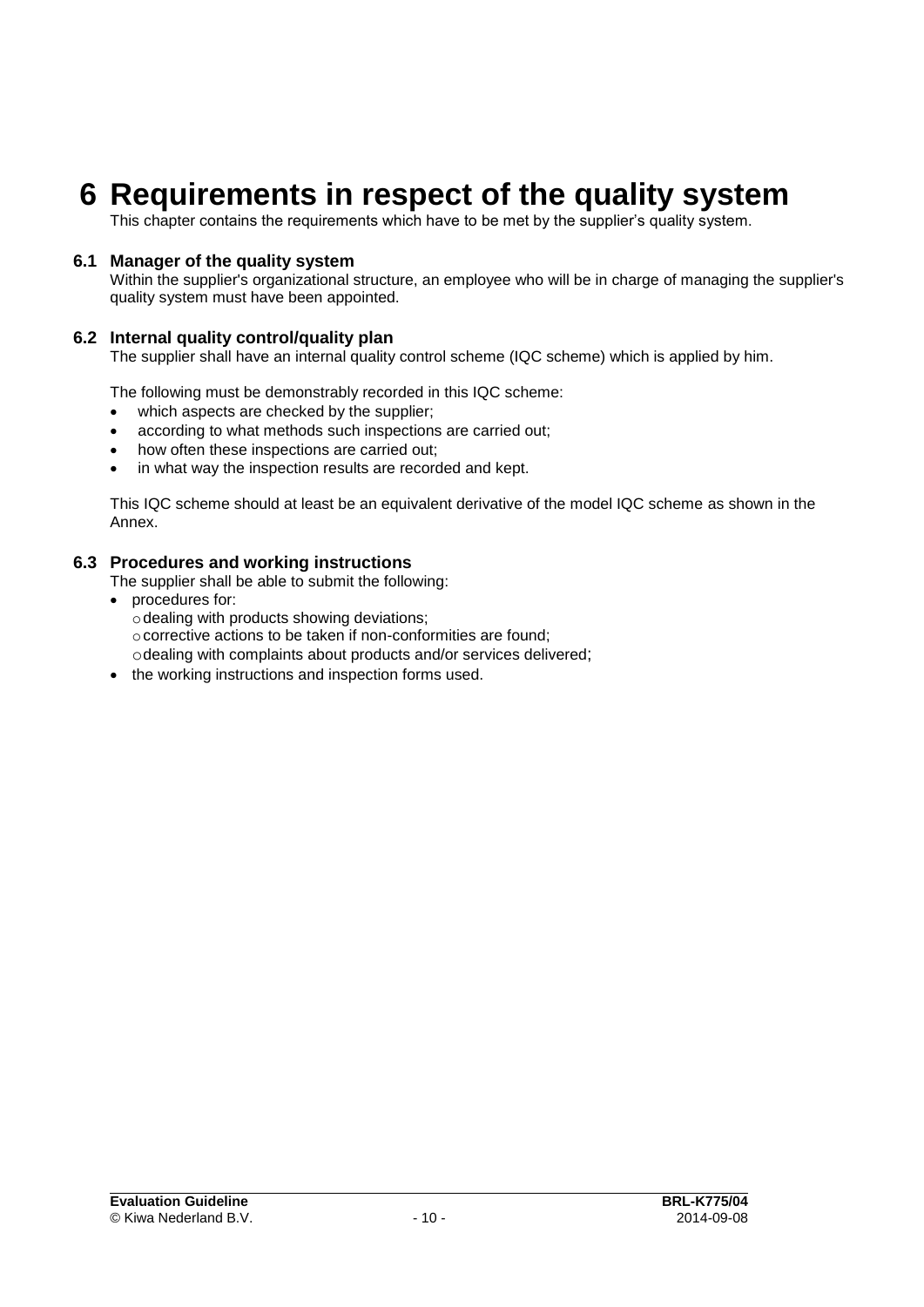# 6 Requirements in respect of the quality system

This chapter contains the requirements which have to be met by the supplier's quality system.

## 6.1 Manager of the quality system

Within the supplier's organizational structure, an employee who will be in charge of managing the supplier's quality system must have been appointed.

## 6.2 Internal quality control/quality plan

The supplier shall have an internal quality control scheme (IQC scheme) which is applied by him.

The following must be demonstrably recorded in this IQC scheme:

- which aspects are checked by the supplier;
- according to what methods such inspections are carried out;
- how often these inspections are carried out;
- in what way the inspection results are recorded and kept.

This IQC scheme should at least be an equivalent derivative of the model IQC scheme as shown in the Annex.

## 6.3 Procedures and working instructions

The supplier shall be able to submit the following:

- procedures for:
  - dealing with products showing deviations;
  - corrective actions to be taken if non-conformities are found;
  - dealing with complaints about products and/or services delivered;
- the working instructions and inspection forms used.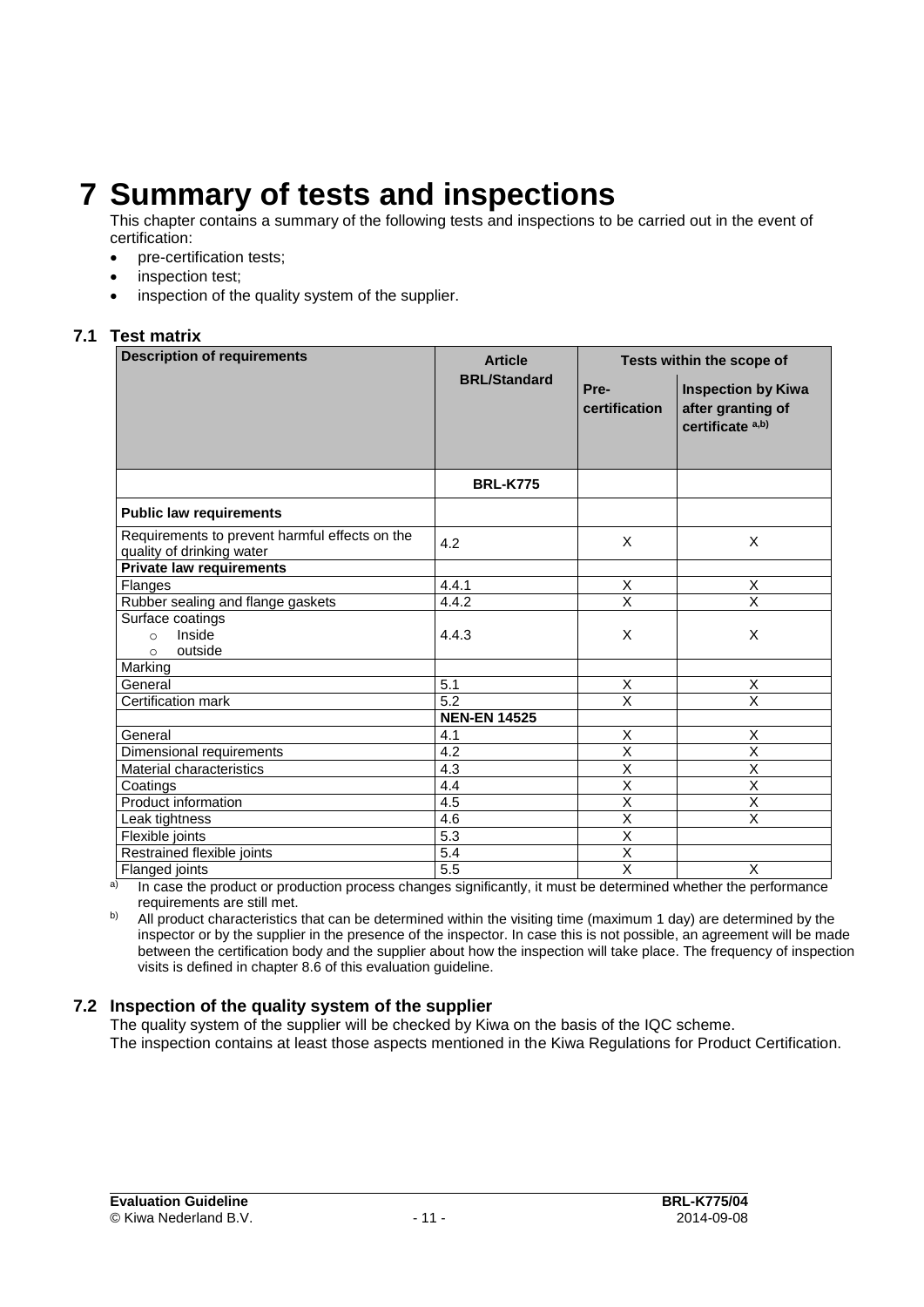# 7 Summary of tests and inspections

This chapter contains a summary of the following tests and inspections to be carried out in the event of certification:

- pre-certification tests;
- inspection test;
- inspection of the quality system of the supplier.

## 7.1 Test matrix

| Description of requirements | Article BRL/Standard | Tests within the scope of | |
|---|---|---|---|
| | | Pre-certification | Inspection by Kiwa after granting of certificate [a,b)] |
| | **BRL-K775** | | |
| **Public law requirements** | | | |
| Requirements to prevent harmful effects on the quality of drinking water | 4.2 | X | X |
| **Private law requirements** | | | |
| Flanges | 4.4.1 | X | X |
| Rubber sealing and flange gaskets | 4.4.2 | X | X |
| Surface coatings<br>○ Inside<br>○ outside | 4.4.3 | X | X |
| Marking | | | |
| General | 5.1 | X | X |
| Certification mark | 5.2 | X | X |
| | **NEN-EN 14525** | | |
| General | 4.1 | X | X |
| Dimensional requirements | 4.2 | X | X |
| Material characteristics | 4.3 | X | X |
| Coatings | 4.4 | X | X |
| Product information | 4.5 | X | X |
| Leak tightness | 4.6 | X | X |
| Flexible joints | 5.3 | X | |
| Restrained flexible joints | 5.4 | X | |
| Flanged joints | 5.5 | X | X |

a) In case the product or production process changes significantly, it must be determined whether the performance requirements are still met.

b) All product characteristics that can be determined within the visiting time (maximum 1 day) are determined by the inspector or by the supplier in the presence of the inspector. In case this is not possible, an agreement will be made between the certification body and the supplier about how the inspection will take place. The frequency of inspection visits is defined in chapter 8.6 of this evaluation guideline.

## 7.2 Inspection of the quality system of the supplier

The quality system of the supplier will be checked by Kiwa on the basis of the IQC scheme.
The inspection contains at least those aspects mentioned in the Kiwa Regulations for Product Certification.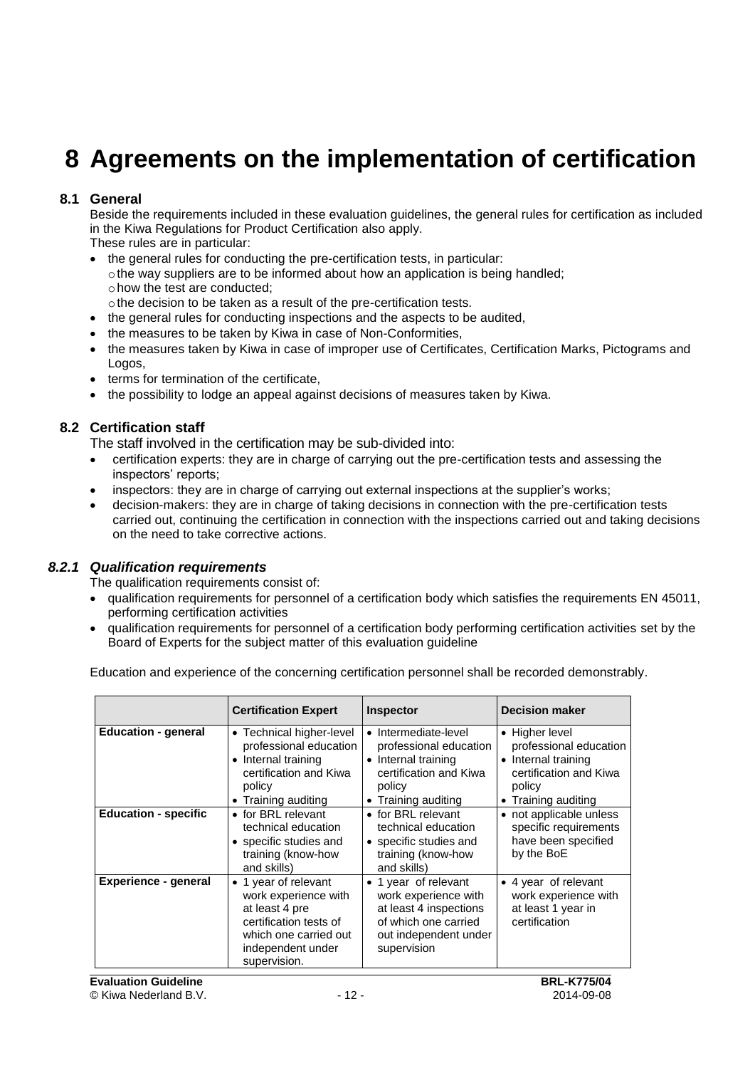# 8 Agreements on the implementation of certification

## 8.1 General

Beside the requirements included in these evaluation guidelines, the general rules for certification as included in the Kiwa Regulations for Product Certification also apply.

These rules are in particular:

- the general rules for conducting the pre-certification tests, in particular:
  - the way suppliers are to be informed about how an application is being handled;
  - how the test are conducted;
  - the decision to be taken as a result of the pre-certification tests.
- the general rules for conducting inspections and the aspects to be audited,
- the measures to be taken by Kiwa in case of Non-Conformities,
- the measures taken by Kiwa in case of improper use of Certificates, Certification Marks, Pictograms and Logos,
- terms for termination of the certificate,
- the possibility to lodge an appeal against decisions of measures taken by Kiwa.

## 8.2 Certification staff

The staff involved in the certification may be sub-divided into:

- certification experts: they are in charge of carrying out the pre-certification tests and assessing the inspectors' reports;
- inspectors: they are in charge of carrying out external inspections at the supplier's works;
- decision-makers: they are in charge of taking decisions in connection with the pre-certification tests carried out, continuing the certification in connection with the inspections carried out and taking decisions on the need to take corrective actions.

### *8.2.1 Qualification requirements*

The qualification requirements consist of:

- qualification requirements for personnel of a certification body which satisfies the requirements EN 45011, performing certification activities
- qualification requirements for personnel of a certification body performing certification activities set by the Board of Experts for the subject matter of this evaluation guideline

Education and experience of the concerning certification personnel shall be recorded demonstrably.

| | Certification Expert | Inspector | Decision maker |
|---|---|---|---|
| **Education - general** | • Technical higher-level professional education<br>• Internal training certification and Kiwa policy<br>• Training auditing | • Intermediate-level professional education<br>• Internal training certification and Kiwa policy<br>• Training auditing | • Higher level professional education<br>• Internal training certification and Kiwa policy<br>• Training auditing |
| **Education - specific** | • for BRL relevant technical education<br>• specific studies and training (know-how and skills) | • for BRL relevant technical education<br>• specific studies and training (know-how and skills) | • not applicable unless specific requirements have been specified by the BoE |
| **Experience - general** | • 1 year of relevant work experience with at least 4 pre certification tests of which one carried out independent under supervision. | • 1 year of relevant work experience with at least 4 inspections of which one carried out independent under supervision | • 4 year of relevant work experience with at least 1 year in certification |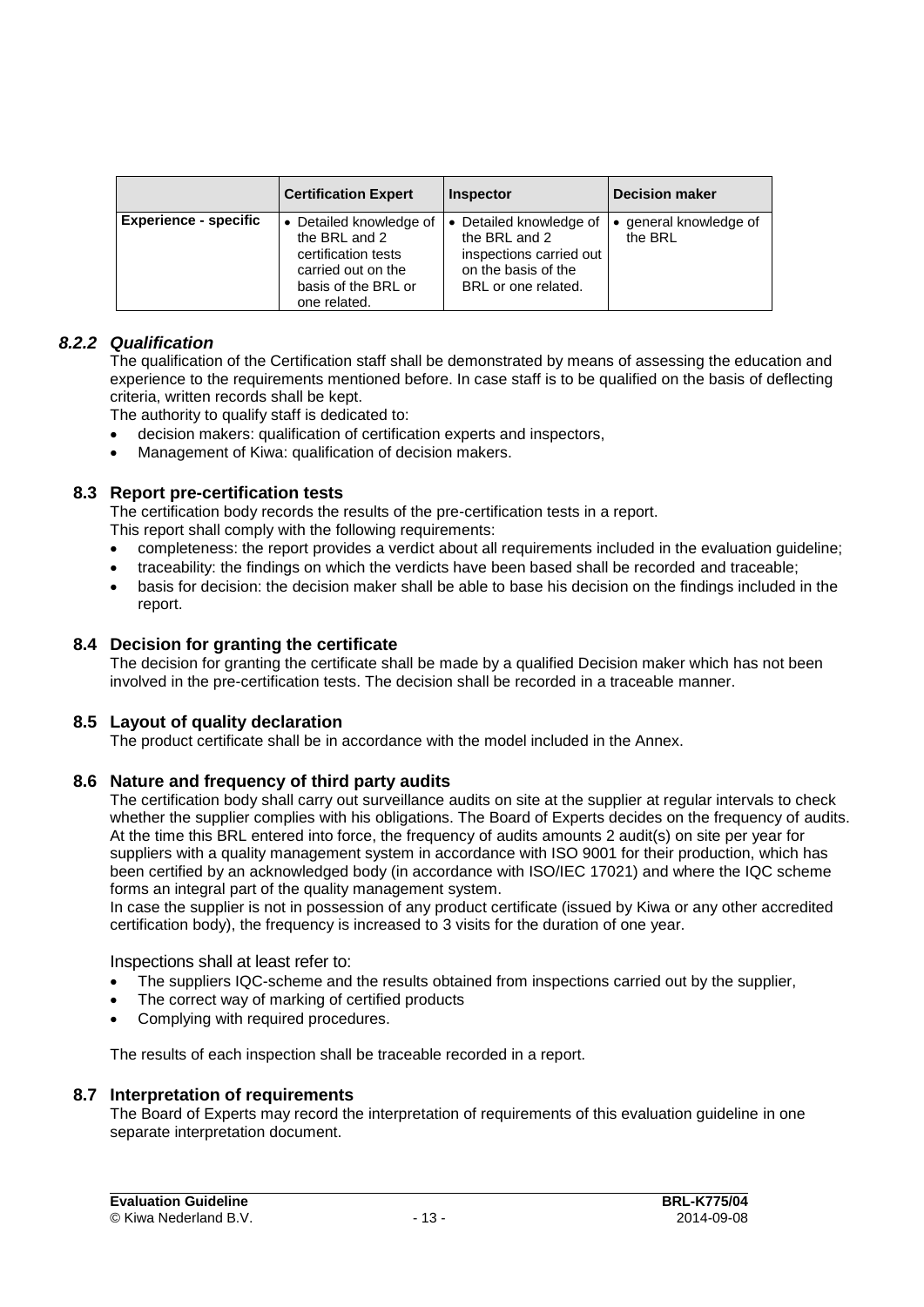| | Certification Expert | Inspector | Decision maker |
|---|---|---|---|
| **Experience - specific** | • Detailed knowledge of the BRL and 2 certification tests carried out on the basis of the BRL or one related. | • Detailed knowledge of the BRL and 2 inspections carried out on the basis of the BRL or one related. | • general knowledge of the BRL |

### *8.2.2 Qualification*

The qualification of the Certification staff shall be demonstrated by means of assessing the education and experience to the requirements mentioned before. In case staff is to be qualified on the basis of deflecting criteria, written records shall be kept.

The authority to qualify staff is dedicated to:

- decision makers: qualification of certification experts and inspectors,
- Management of Kiwa: qualification of decision makers.

## 8.3 Report pre-certification tests

The certification body records the results of the pre-certification tests in a report.

This report shall comply with the following requirements:

- completeness: the report provides a verdict about all requirements included in the evaluation guideline;
- traceability: the findings on which the verdicts have been based shall be recorded and traceable;
- basis for decision: the decision maker shall be able to base his decision on the findings included in the report.

## 8.4 Decision for granting the certificate

The decision for granting the certificate shall be made by a qualified Decision maker which has not been involved in the pre-certification tests. The decision shall be recorded in a traceable manner.

## 8.5 Layout of quality declaration

The product certificate shall be in accordance with the model included in the Annex.

## 8.6 Nature and frequency of third party audits

The certification body shall carry out surveillance audits on site at the supplier at regular intervals to check whether the supplier complies with his obligations. The Board of Experts decides on the frequency of audits. At the time this BRL entered into force, the frequency of audits amounts 2 audit(s) on site per year for suppliers with a quality management system in accordance with ISO 9001 for their production, which has been certified by an acknowledged body (in accordance with ISO/IEC 17021) and where the IQC scheme forms an integral part of the quality management system.

In case the supplier is not in possession of any product certificate (issued by Kiwa or any other accredited certification body), the frequency is increased to 3 visits for the duration of one year.

Inspections shall at least refer to:

- The suppliers IQC-scheme and the results obtained from inspections carried out by the supplier,
- The correct way of marking of certified products
- Complying with required procedures.

The results of each inspection shall be traceable recorded in a report.

## 8.7 Interpretation of requirements

The Board of Experts may record the interpretation of requirements of this evaluation guideline in one separate interpretation document.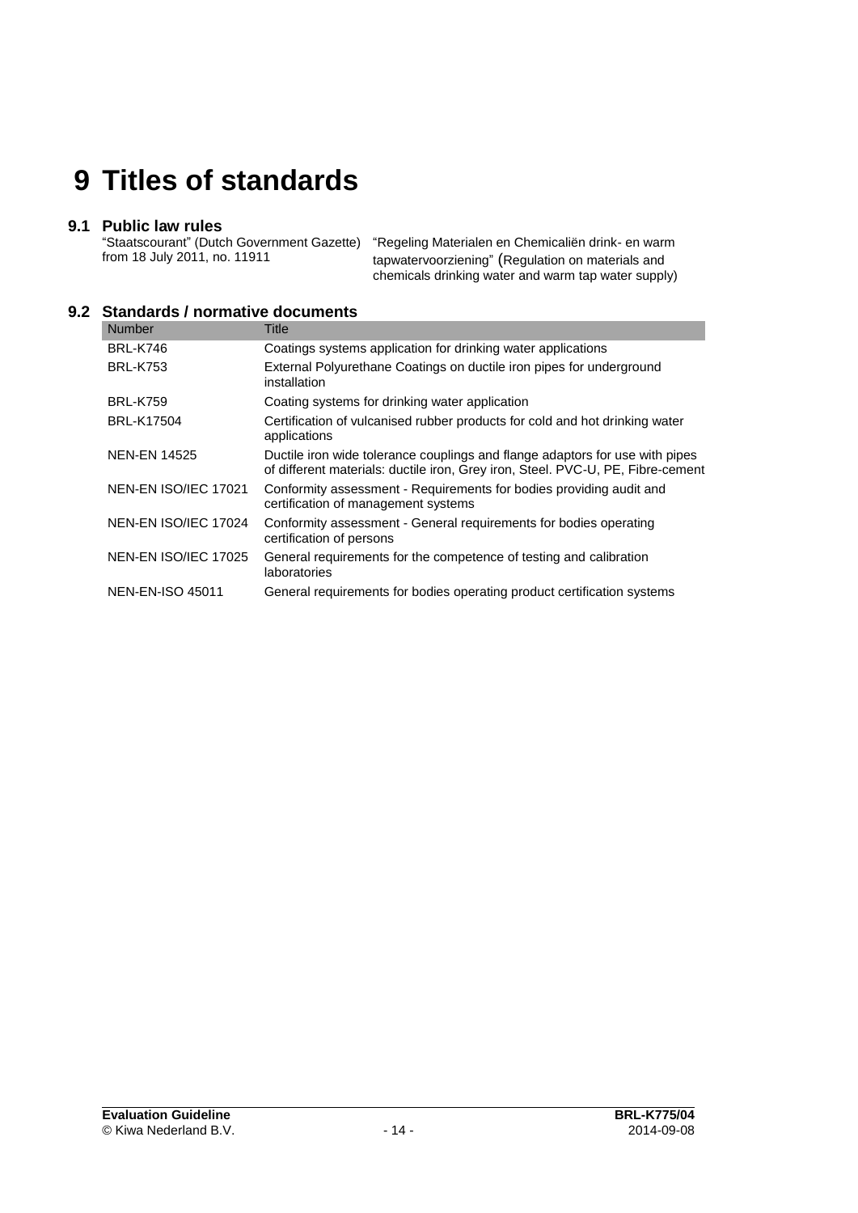# 9 Titles of standards

## 9.1 Public law rules

“Staatscourant” (Dutch Government Gazette) from 18 July 2011, no. 11911

“Regeling Materialen en Chemicaliën drink- en warm tapwatervoorziening” (Regulation on materials and chemicals drinking water and warm tap water supply)

## 9.2 Standards / normative documents

| Number | Title |
|---|---|
| BRL-K746 | Coatings systems application for drinking water applications |
| BRL-K753 | External Polyurethane Coatings on ductile iron pipes for underground installation |
| BRL-K759 | Coating systems for drinking water application |
| BRL-K17504 | Certification of vulcanised rubber products for cold and hot drinking water applications |
| NEN-EN 14525 | Ductile iron wide tolerance couplings and flange adaptors for use with pipes of different materials: ductile iron, Grey iron, Steel. PVC-U, PE, Fibre-cement |
| NEN-EN ISO/IEC 17021 | Conformity assessment - Requirements for bodies providing audit and certification of management systems |
| NEN-EN ISO/IEC 17024 | Conformity assessment - General requirements for bodies operating certification of persons |
| NEN-EN ISO/IEC 17025 | General requirements for the competence of testing and calibration laboratories |
| NEN-EN-ISO 45011 | General requirements for bodies operating product certification systems |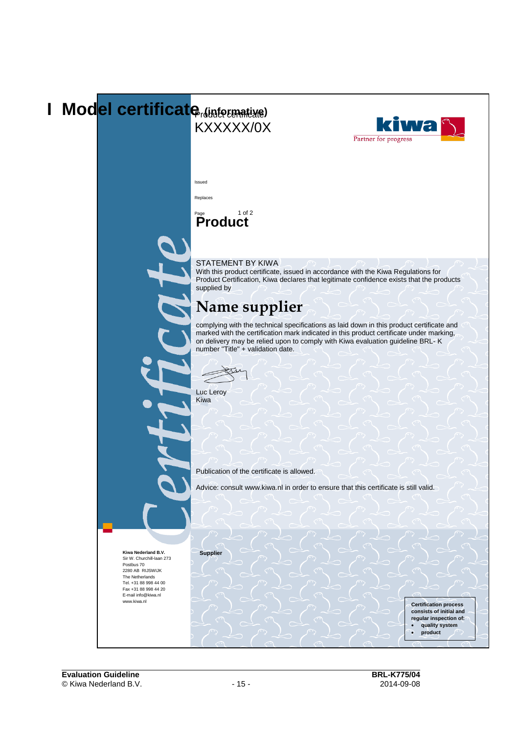# I Model certificate (informative)

Product certificate

KXXXXX/0X

kiwa

Partner for progress

Issued

Replaces

Page 1 of 2

## Product

STATEMENT BY KIWA

With this product certificate, issued in accordance with the Kiwa Regulations for Product Certification, Kiwa declares that legitimate confidence exists that the products supplied by

## Name supplier

complying with the technical specifications as laid down in this product certificate and marked with the certification mark indicated in this product certificate under marking, on delivery may be relied upon to comply with Kiwa evaluation guideline BRL- K number "Title" + validation date.

Luc Leroy
Kiwa

Publication of the certificate is allowed.

Advice: consult www.kiwa.nl in order to ensure that this certificate is still valid.

Certificate

**Kiwa Nederland B.V.**
Sir W. Churchill-laan 273
Postbus 70
2280 AB RIJSWIJK
The Netherlands
Tel. +31 88 998 44 00
Fax +31 88 998 44 20
E-mail info@kiwa.nl
www.kiwa.nl

**Supplier**

**Certification process consists of initial and regular inspection of:**

- **quality system**
- **product**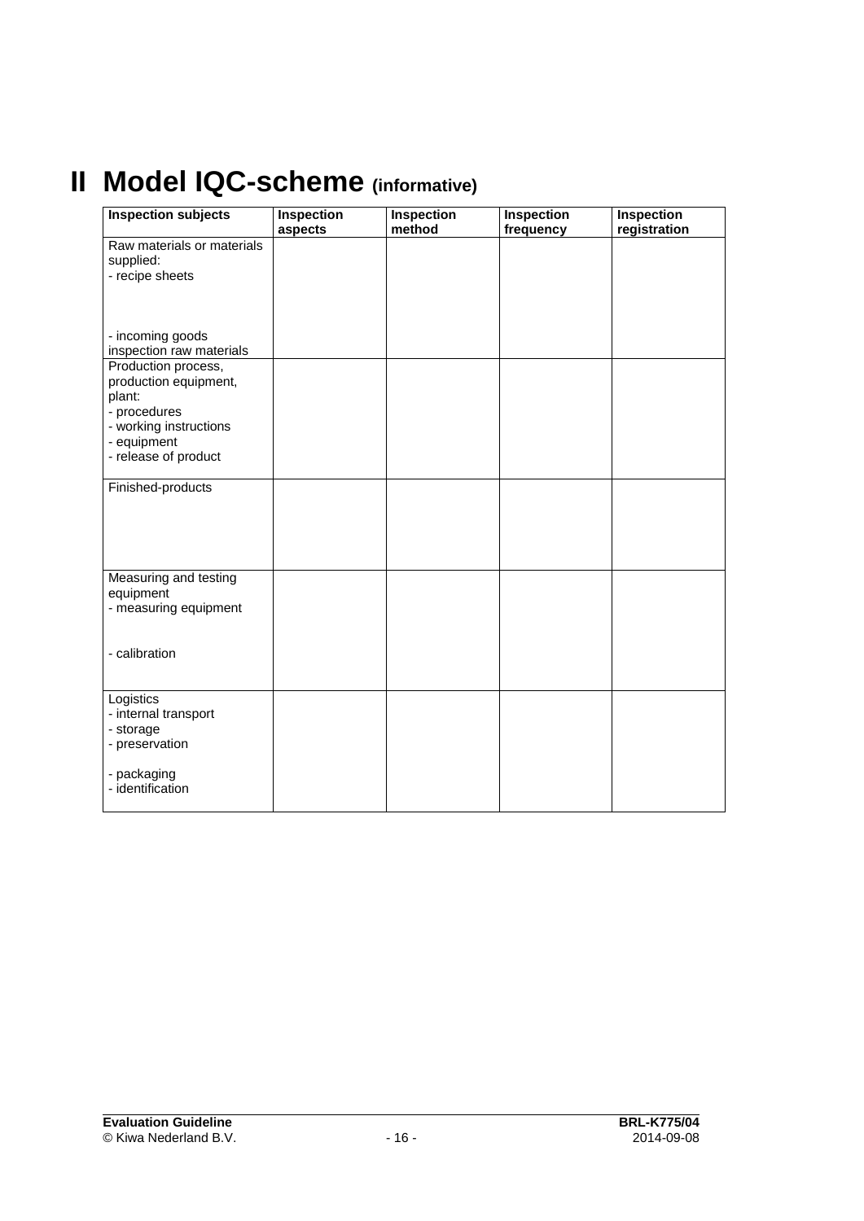# II Model IQC-scheme (informative)

| Inspection subjects | Inspection aspects | Inspection method | Inspection frequency | Inspection registration |
|---|---|---|---|---|
| Raw materials or materials supplied:<br>- recipe sheets<br><br>- incoming goods inspection raw materials | | | | |
| Production process, production equipment, plant:<br>- procedures<br>- working instructions<br>- equipment<br>- release of product | | | | |
| Finished-products | | | | |
| Measuring and testing equipment<br>- measuring equipment<br><br>- calibration | | | | |
| Logistics<br>- internal transport<br>- storage<br>- preservation<br><br>- packaging<br>- identification | | | | |